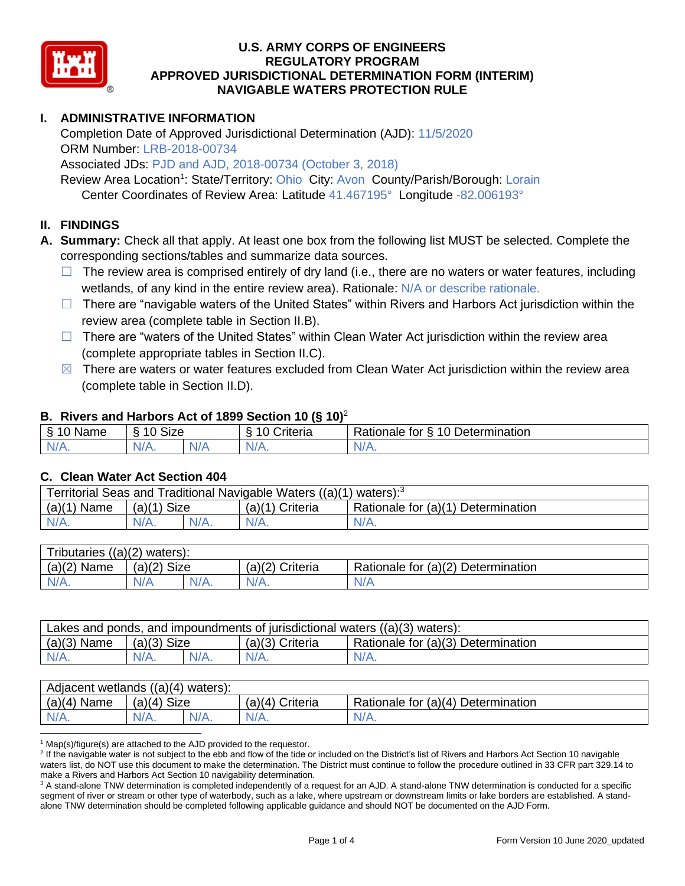# U.S. ARMY CORPS OF ENGINEERS
# REGULATORY PROGRAM
# APPROVED JURISDICTIONAL DETERMINATION FORM (INTERIM)
# NAVIGABLE WATERS PROTECTION RULE

## I. ADMINISTRATIVE INFORMATION

Completion Date of Approved Jurisdictional Determination (AJD): 11/5/2020
ORM Number: LRB-2018-00734
Associated JDs: PJD and AJD, 2018-00734 (October 3, 2018)
Review Area Location[1]: State/Territory: Ohio City: Avon County/Parish/Borough: Lorain
Center Coordinates of Review Area: Latitude 41.467195° Longitude -82.006193°

## II. FINDINGS

**A. Summary:** Check all that apply. At least one box from the following list MUST be selected. Complete the corresponding sections/tables and summarize data sources.

- ☐ The review area is comprised entirely of dry land (i.e., there are no waters or water features, including wetlands, of any kind in the entire review area). Rationale: N/A or describe rationale.
- ☐ There are "navigable waters of the United States" within Rivers and Harbors Act jurisdiction within the review area (complete table in Section II.B).
- ☐ There are "waters of the United States" within Clean Water Act jurisdiction within the review area (complete appropriate tables in Section II.C).
- ☒ There are waters or water features excluded from Clean Water Act jurisdiction within the review area (complete table in Section II.D).

### B. Rivers and Harbors Act of 1899 Section 10 (§ 10)[2]

| § 10 Name | § 10 Size | | § 10 Criteria | Rationale for § 10 Determination |
|---|---|---|---|---|
| N/A. | N/A. | N/A | N/A. | N/A. |

### C. Clean Water Act Section 404

| Territorial Seas and Traditional Navigable Waters ((a)(1) waters):[3] | | | | |
|---|---|---|---|---|
| (a)(1) Name | (a)(1) Size | | (a)(1) Criteria | Rationale for (a)(1) Determination |
| N/A. | N/A. | N/A. | N/A. | N/A. |

| Tributaries ((a)(2) waters): | | | | |
|---|---|---|---|---|
| (a)(2) Name | (a)(2) Size | | (a)(2) Criteria | Rationale for (a)(2) Determination |
| N/A. | N/A | N/A. | N/A. | N/A |

| Lakes and ponds, and impoundments of jurisdictional waters ((a)(3) waters): | | | | |
|---|---|---|---|---|
| (a)(3) Name | (a)(3) Size | | (a)(3) Criteria | Rationale for (a)(3) Determination |
| N/A. | N/A. | N/A. | N/A. | N/A. |

| Adjacent wetlands ((a)(4) waters): | | | | |
|---|---|---|---|---|
| (a)(4) Name | (a)(4) Size | | (a)(4) Criteria | Rationale for (a)(4) Determination |
| N/A. | N/A. | N/A. | N/A. | N/A. |

[1] Map(s)/figure(s) are attached to the AJD provided to the requestor.
[2] If the navigable water is not subject to the ebb and flow of the tide or included on the District's list of Rivers and Harbors Act Section 10 navigable waters list, do NOT use this document to make the determination. The District must continue to follow the procedure outlined in 33 CFR part 329.14 to make a Rivers and Harbors Act Section 10 navigability determination.
[3] A stand-alone TNW determination is completed independently of a request for an AJD. A stand-alone TNW determination is conducted for a specific segment of river or stream or other type of waterbody, such as a lake, where upstream or downstream limits or lake borders are established. A stand-alone TNW determination should be completed following applicable guidance and should NOT be documented on the AJD Form.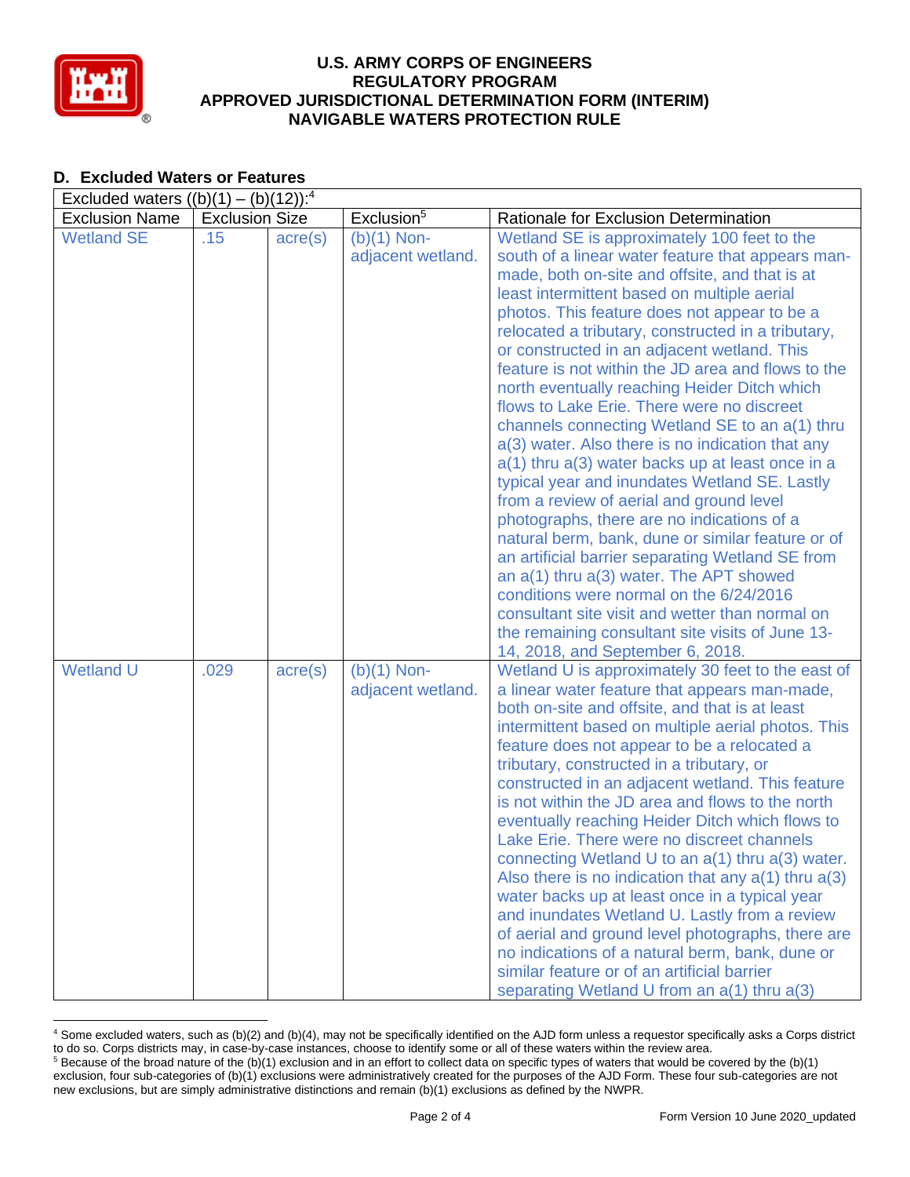## D. Excluded Waters or Features

| Excluded waters ((b)(1) – (b)(12)):[4] | | | | |
|---|---|---|---|---|
| Exclusion Name | Exclusion Size | | Exclusion[5] | Rationale for Exclusion Determination |
| Wetland SE | .15 | acre(s) | (b)(1) Non-adjacent wetland. | Wetland SE is approximately 100 feet to the south of a linear water feature that appears man-made, both on-site and offsite, and that is at least intermittent based on multiple aerial photos. This feature does not appear to be a relocated a tributary, constructed in a tributary, or constructed in an adjacent wetland. This feature is not within the JD area and flows to the north eventually reaching Heider Ditch which flows to Lake Erie. There were no discreet channels connecting Wetland SE to an a(1) thru a(3) water. Also there is no indication that any a(1) thru a(3) water backs up at least once in a typical year and inundates Wetland SE. Lastly from a review of aerial and ground level photographs, there are no indications of a natural berm, bank, dune or similar feature or of an artificial barrier separating Wetland SE from an a(1) thru a(3) water. The APT showed conditions were normal on the 6/24/2016 consultant site visit and wetter than normal on the remaining consultant site visits of June 13-14, 2018, and September 6, 2018. |
| Wetland U | .029 | acre(s) | (b)(1) Non-adjacent wetland. | Wetland U is approximately 30 feet to the east of a linear water feature that appears man-made, both on-site and offsite, and that is at least intermittent based on multiple aerial photos. This feature does not appear to be a relocated a tributary, constructed in a tributary, or constructed in an adjacent wetland. This feature is not within the JD area and flows to the north eventually reaching Heider Ditch which flows to Lake Erie. There were no discreet channels connecting Wetland U to an a(1) thru a(3) water. Also there is no indication that any a(1) thru a(3) water backs up at least once in a typical year and inundates Wetland U. Lastly from a review of aerial and ground level photographs, there are no indications of a natural berm, bank, dune or similar feature or of an artificial barrier separating Wetland U from an a(1) thru a(3) |

[4] Some excluded waters, such as (b)(2) and (b)(4), may not be specifically identified on the AJD form unless a requestor specifically asks a Corps district to do so. Corps districts may, in case-by-case instances, choose to identify some or all of these waters within the review area.

[5] Because of the broad nature of the (b)(1) exclusion and in an effort to collect data on specific types of waters that would be covered by the (b)(1) exclusion, four sub-categories of (b)(1) exclusions were administratively created for the purposes of the AJD Form. These four sub-categories are not new exclusions, but are simply administrative distinctions and remain (b)(1) exclusions as defined by the NWPR.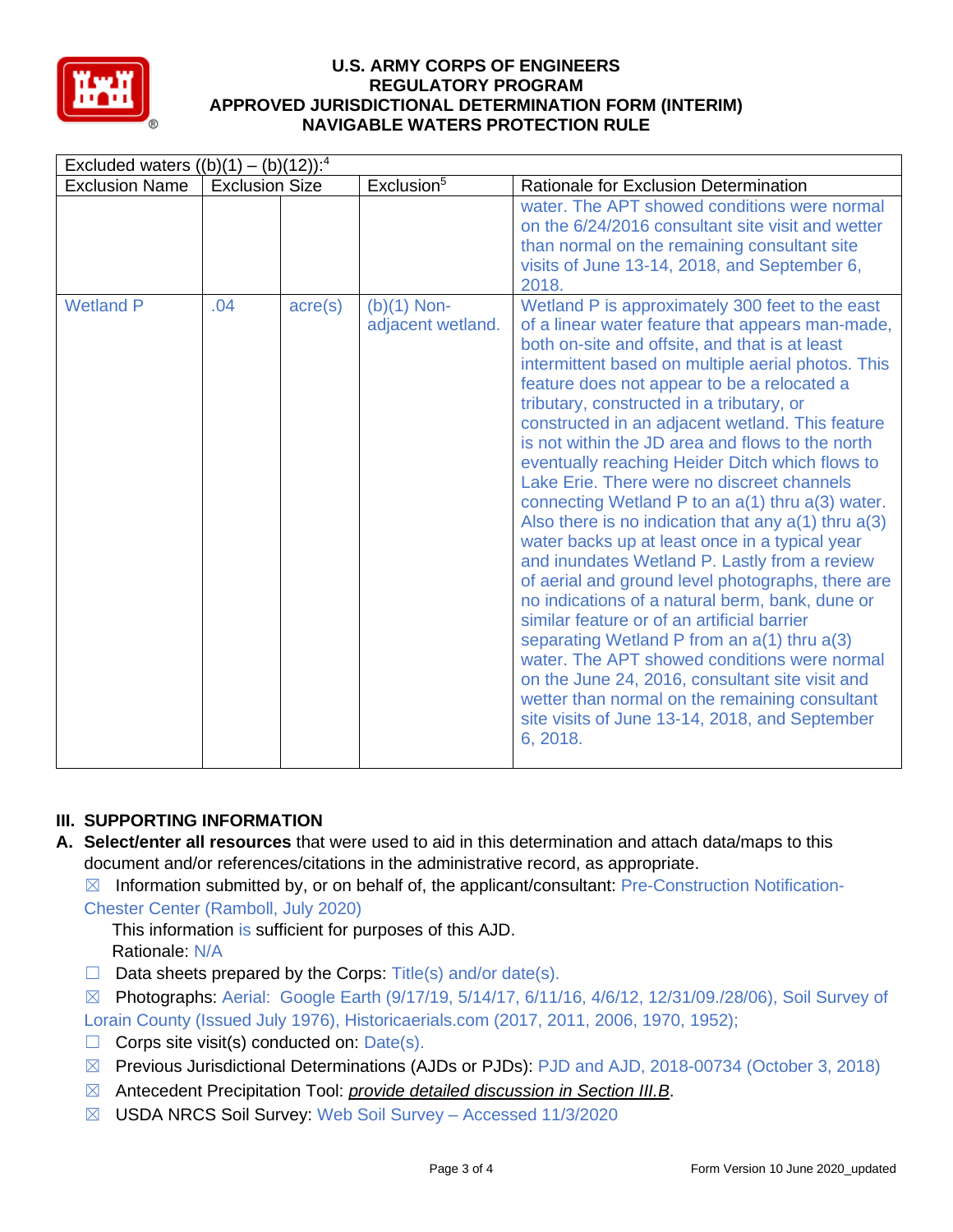# U.S. ARMY CORPS OF ENGINEERS
# REGULATORY PROGRAM
# APPROVED JURISDICTIONAL DETERMINATION FORM (INTERIM)
# NAVIGABLE WATERS PROTECTION RULE

| Excluded waters ((b)(1) – (b)(12)):[4] | | | | |
|---|---|---|---|---|
| Exclusion Name | Exclusion Size | | Exclusion[5] | Rationale for Exclusion Determination |
| | | | | water. The APT showed conditions were normal on the 6/24/2016 consultant site visit and wetter than normal on the remaining consultant site visits of June 13-14, 2018, and September 6, 2018. |
| Wetland P | .04 | acre(s) | (b)(1) Non-adjacent wetland. | Wetland P is approximately 300 feet to the east of a linear water feature that appears man-made, both on-site and offsite, and that is at least intermittent based on multiple aerial photos. This feature does not appear to be a relocated a tributary, constructed in a tributary, or constructed in an adjacent wetland. This feature is not within the JD area and flows to the north eventually reaching Heider Ditch which flows to Lake Erie. There were no discreet channels connecting Wetland P to an a(1) thru a(3) water. Also there is no indication that any a(1) thru a(3) water backs up at least once in a typical year and inundates Wetland P. Lastly from a review of aerial and ground level photographs, there are no indications of a natural berm, bank, dune or similar feature or of an artificial barrier separating Wetland P from an a(1) thru a(3) water. The APT showed conditions were normal on the June 24, 2016, consultant site visit and wetter than normal on the remaining consultant site visits of June 13-14, 2018, and September 6, 2018. |

## III. SUPPORTING INFORMATION

**A. Select/enter all resources** that were used to aid in this determination and attach data/maps to this document and/or references/citations in the administrative record, as appropriate.

☒ Information submitted by, or on behalf of, the applicant/consultant: Pre-Construction Notification-Chester Center (Ramboll, July 2020)

This information is sufficient for purposes of this AJD.
Rationale: N/A

☐ Data sheets prepared by the Corps: Title(s) and/or date(s).

☒ Photographs: Aerial: Google Earth (9/17/19, 5/14/17, 6/11/16, 4/6/12, 12/31/09./28/06), Soil Survey of Lorain County (Issued July 1976), Historicaerials.com (2017, 2011, 2006, 1970, 1952);

☐ Corps site visit(s) conducted on: Date(s).

☒ Previous Jurisdictional Determinations (AJDs or PJDs): PJD and AJD, 2018-00734 (October 3, 2018)

☒ Antecedent Precipitation Tool: *provide detailed discussion in Section III.B*.

☒ USDA NRCS Soil Survey: Web Soil Survey – Accessed 11/3/2020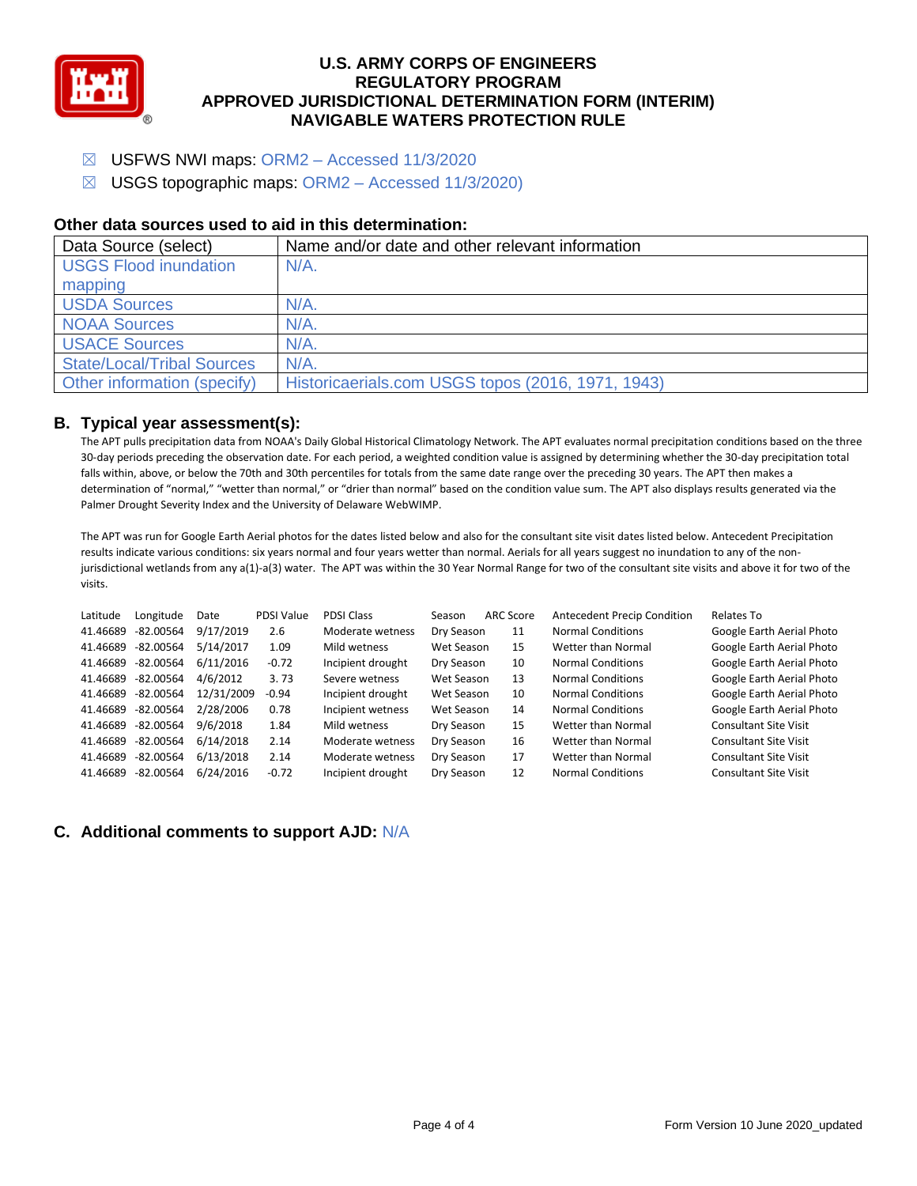☒ USFWS NWI maps: ORM2 – Accessed 11/3/2020

☒ USGS topographic maps: ORM2 – Accessed 11/3/2020)

### Other data sources used to aid in this determination:

| Data Source (select) | Name and/or date and other relevant information |
|---|---|
| USGS Flood inundation mapping | N/A. |
| USDA Sources | N/A. |
| NOAA Sources | N/A. |
| USACE Sources | N/A. |
| State/Local/Tribal Sources | N/A. |
| Other information (specify) | Historicaerials.com USGS topos (2016, 1971, 1943) |

## B. Typical year assessment(s):

The APT pulls precipitation data from NOAA's Daily Global Historical Climatology Network. The APT evaluates normal precipitation conditions based on the three 30-day periods preceding the observation date. For each period, a weighted condition value is assigned by determining whether the 30-day precipitation total falls within, above, or below the 70th and 30th percentiles for totals from the same date range over the preceding 30 years. The APT then makes a determination of "normal," "wetter than normal," or "drier than normal" based on the condition value sum. The APT also displays results generated via the Palmer Drought Severity Index and the University of Delaware WebWIMP.

The APT was run for Google Earth Aerial photos for the dates listed below and also for the consultant site visit dates listed below. Antecedent Precipitation results indicate various conditions: six years normal and four years wetter than normal. Aerials for all years suggest no inundation to any of the non-jurisdictional wetlands from any a(1)-a(3) water. The APT was within the 30 Year Normal Range for two of the consultant site visits and above it for two of the visits.

| Latitude | Longitude | Date | PDSI Value | PDSI Class | Season | ARC Score | Antecedent Precip Condition | Relates To |
|---|---|---|---|---|---|---|---|---|
| 41.46689 | -82.00564 | 9/17/2019 | 2.6 | Moderate wetness | Dry Season | 11 | Normal Conditions | Google Earth Aerial Photo |
| 41.46689 | -82.00564 | 5/14/2017 | 1.09 | Mild wetness | Wet Season | 15 | Wetter than Normal | Google Earth Aerial Photo |
| 41.46689 | -82.00564 | 6/11/2016 | -0.72 | Incipient drought | Dry Season | 10 | Normal Conditions | Google Earth Aerial Photo |
| 41.46689 | -82.00564 | 4/6/2012 | 3.73 | Severe wetness | Wet Season | 13 | Normal Conditions | Google Earth Aerial Photo |
| 41.46689 | -82.00564 | 12/31/2009 | -0.94 | Incipient drought | Wet Season | 10 | Normal Conditions | Google Earth Aerial Photo |
| 41.46689 | -82.00564 | 2/28/2006 | 0.78 | Incipient wetness | Wet Season | 14 | Normal Conditions | Google Earth Aerial Photo |
| 41.46689 | -82.00564 | 9/6/2018 | 1.84 | Mild wetness | Dry Season | 15 | Wetter than Normal | Consultant Site Visit |
| 41.46689 | -82.00564 | 6/14/2018 | 2.14 | Moderate wetness | Dry Season | 16 | Wetter than Normal | Consultant Site Visit |
| 41.46689 | -82.00564 | 6/13/2018 | 2.14 | Moderate wetness | Dry Season | 17 | Wetter than Normal | Consultant Site Visit |
| 41.46689 | -82.00564 | 6/24/2016 | -0.72 | Incipient drought | Dry Season | 12 | Normal Conditions | Consultant Site Visit |

## C. Additional comments to support AJD: N/A